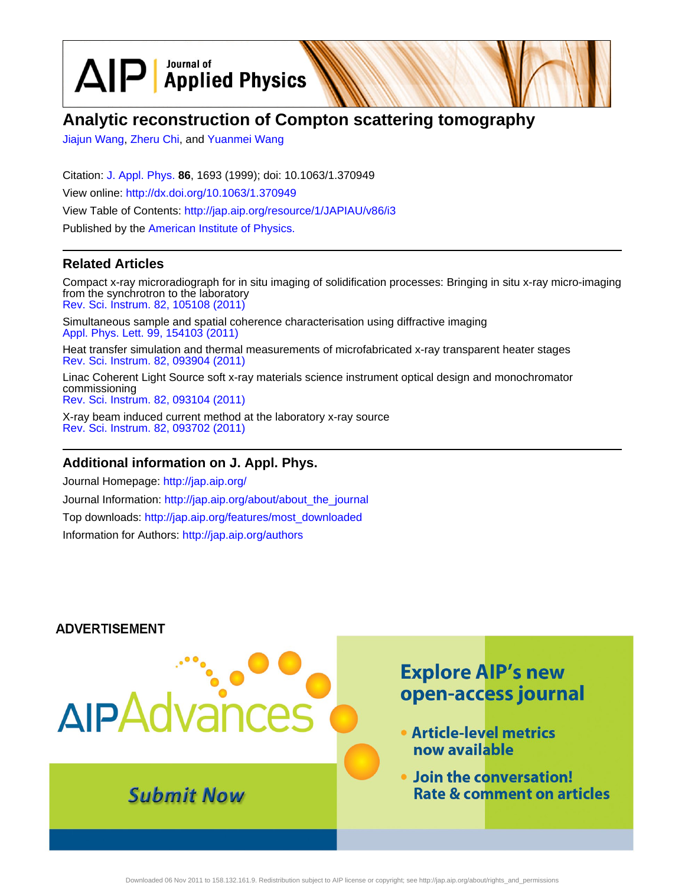# Analytic reconstruction of Compton scattering tomography

Jiajun Wang, Zheru Chi, and Yuanmei Wang

Citation: J. Appl. Phys. **86**, 1693 (1999); doi: 10.1063/1.370949

View online: http://dx.doi.org/10.1063/1.370949

View Table of Contents: http://jap.aip.org/resource/1/JAPIAU/v86/i3

Published by the American Institute of Physics.

## Related Articles

Compact x-ray microradiograph for in situ imaging of solidification processes: Bringing in situ x-ray micro-imaging from the synchrotron to the laboratory
Rev. Sci. Instrum. 82, 105108 (2011)

Simultaneous sample and spatial coherence characterisation using diffractive imaging
Appl. Phys. Lett. 99, 154103 (2011)

Heat transfer simulation and thermal measurements of microfabricated x-ray transparent heater stages
Rev. Sci. Instrum. 82, 093904 (2011)

Linac Coherent Light Source soft x-ray materials science instrument optical design and monochromator commissioning
Rev. Sci. Instrum. 82, 093104 (2011)

X-ray beam induced current method at the laboratory x-ray source
Rev. Sci. Instrum. 82, 093702 (2011)

## Additional information on J. Appl. Phys.

Journal Homepage: http://jap.aip.org/

Journal Information: http://jap.aip.org/about/about_the_journal

Top downloads: http://jap.aip.org/features/most_downloaded

Information for Authors: http://jap.aip.org/authors

ADVERTISEMENT

AIP Advances

Submit Now

Explore AIP's new open-access journal

- Article-level metrics now available
- Join the conversation! Rate & comment on articles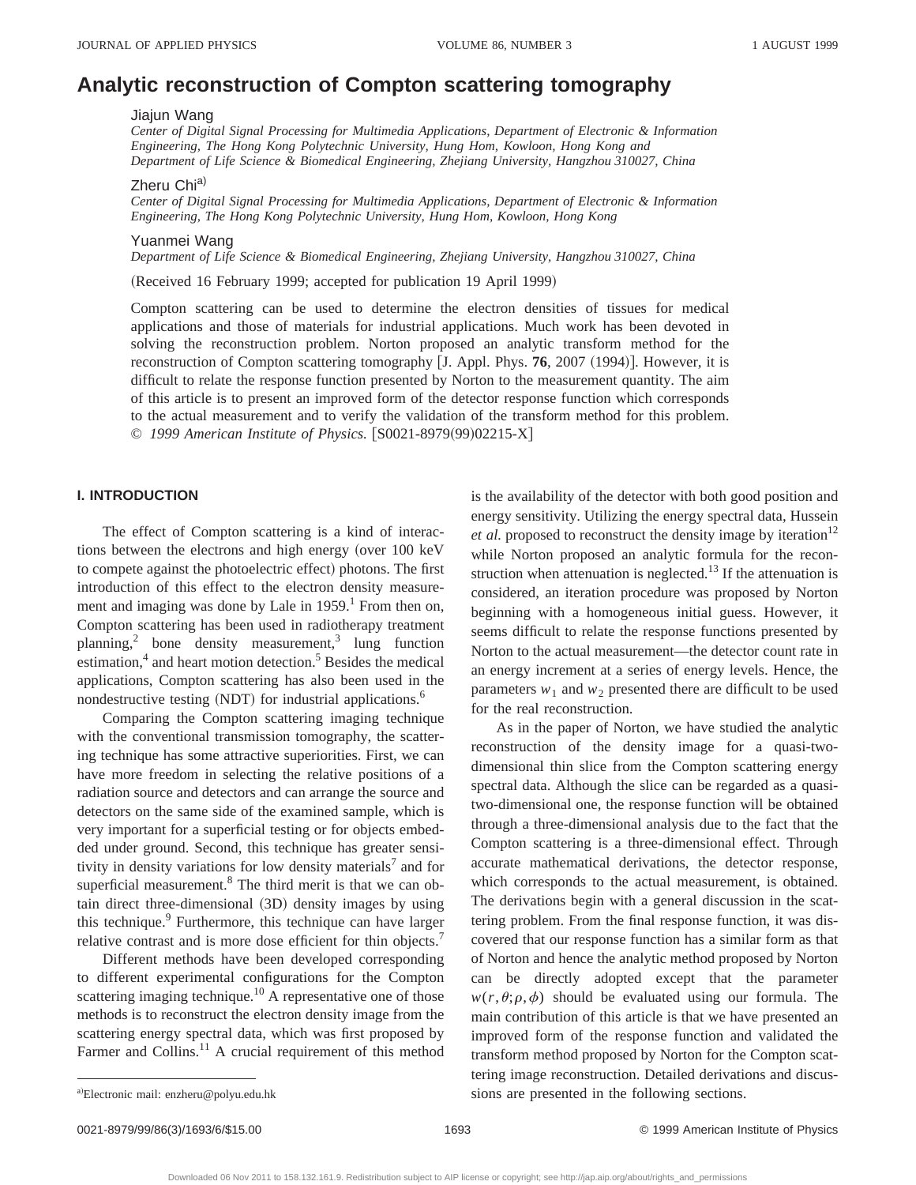# Analytic reconstruction of Compton scattering tomography

Jiajun Wang

*Center of Digital Signal Processing for Multimedia Applications, Department of Electronic & Information Engineering, The Hong Kong Polytechnic University, Hung Hom, Kowloon, Hong Kong and Department of Life Science & Biomedical Engineering, Zhejiang University, Hangzhou 310027, China*

Zheru Chi[a]

*Center of Digital Signal Processing for Multimedia Applications, Department of Electronic & Information Engineering, The Hong Kong Polytechnic University, Hung Hom, Kowloon, Hong Kong*

Yuanmei Wang

*Department of Life Science & Biomedical Engineering, Zhejiang University, Hangzhou 310027, China*

(Received 16 February 1999; accepted for publication 19 April 1999)

Compton scattering can be used to determine the electron densities of tissues for medical applications and those of materials for industrial applications. Much work has been devoted in solving the reconstruction problem. Norton proposed an analytic transform method for the reconstruction of Compton scattering tomography [J. Appl. Phys. **76**, 2007 (1994)]. However, it is difficult to relate the response function presented by Norton to the measurement quantity. The aim of this article is to present an improved form of the detector response function which corresponds to the actual measurement and to verify the validation of the transform method for this problem. © *1999 American Institute of Physics.* [S0021-8979(99)02215-X]

## I. INTRODUCTION

The effect of Compton scattering is a kind of interactions between the electrons and high energy (over 100 keV to compete against the photoelectric effect) photons. The first introduction of this effect to the electron density measurement and imaging was done by Lale in 1959.[1] From then on, Compton scattering has been used in radiotherapy treatment planning,[2] bone density measurement,[3] lung function estimation,[4] and heart motion detection.[5] Besides the medical applications, Compton scattering has also been used in the nondestructive testing (NDT) for industrial applications.[6]

Comparing the Compton scattering imaging technique with the conventional transmission tomography, the scattering technique has some attractive superiorities. First, we can have more freedom in selecting the relative positions of a radiation source and detectors and can arrange the source and detectors on the same side of the examined sample, which is very important for a superficial testing or for objects embedded under ground. Second, this technique has greater sensitivity in density variations for low density materials[7] and for superficial measurement.[8] The third merit is that we can obtain direct three-dimensional (3D) density images by using this technique.[9] Furthermore, this technique can have larger relative contrast and is more dose efficient for thin objects.[7]

Different methods have been developed corresponding to different experimental configurations for the Compton scattering imaging technique.[10] A representative one of those methods is to reconstruct the electron density image from the scattering energy spectral data, which was first proposed by Farmer and Collins.[11] A crucial requirement of this method is the availability of the detector with both good position and energy sensitivity. Utilizing the energy spectral data, Hussein *et al.* proposed to reconstruct the density image by iteration[12] while Norton proposed an analytic formula for the reconstruction when attenuation is neglected.[13] If the attenuation is considered, an iteration procedure was proposed by Norton beginning with a homogeneous initial guess. However, it seems difficult to relate the response functions presented by Norton to the actual measurement—the detector count rate in an energy increment at a series of energy levels. Hence, the parameters $w_1$ and $w_2$ presented there are difficult to be used for the real reconstruction.

As in the paper of Norton, we have studied the analytic reconstruction of the density image for a quasi-two-dimensional thin slice from the Compton scattering energy spectral data. Although the slice can be regarded as a quasi-two-dimensional one, the response function will be obtained through a three-dimensional analysis due to the fact that the Compton scattering is a three-dimensional effect. Through accurate mathematical derivations, the detector response, which corresponds to the actual measurement, is obtained. The derivations begin with a general discussion in the scattering problem. From the final response function, it was discovered that our response function has a similar form as that of Norton and hence the analytic method proposed by Norton can be directly adopted except that the parameter $w(r,\theta;\rho,\phi)$ should be evaluated using our formula. The main contribution of this article is that we have presented an improved form of the response function and validated the transform method proposed by Norton for the Compton scattering image reconstruction. Detailed derivations and discussions are presented in the following sections.

[a]Electronic mail: enzheru@polyu.edu.hk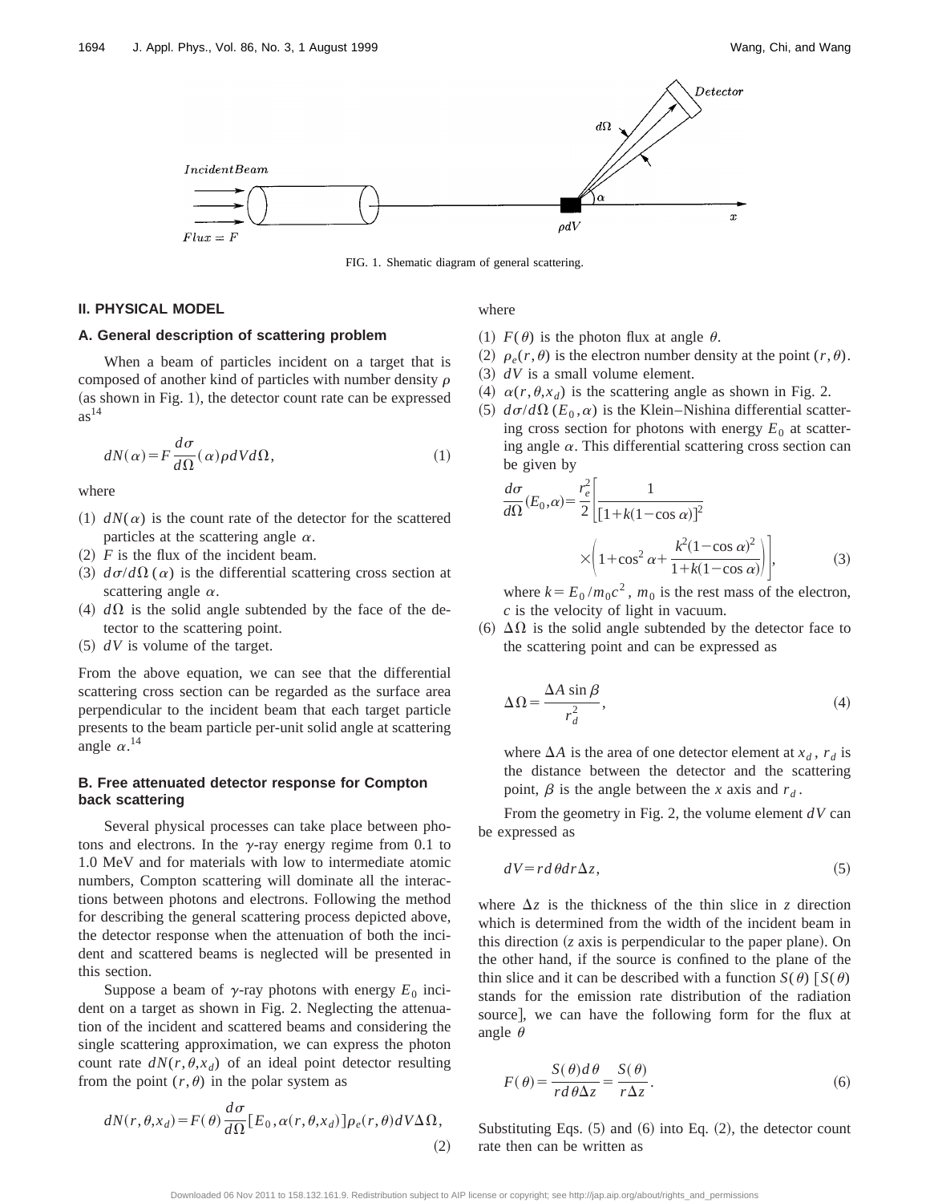FIG. 1. Shematic diagram of general scattering.

## II. PHYSICAL MODEL

### A. General description of scattering problem

When a beam of particles incident on a target that is composed of another kind of particles with number density $\rho$ (as shown in Fig. 1), the detector count rate can be expressed as[14]

$$dN(\alpha)=F\frac{d\sigma}{d\Omega}(\alpha)\rho dV d\Omega, \tag{1}$$

where

(1) $dN(\alpha)$ is the count rate of the detector for the scattered particles at the scattering angle $\alpha$.
(2) $F$ is the flux of the incident beam.
(3) $d\sigma/d\Omega(\alpha)$ is the differential scattering cross section at scattering angle $\alpha$.
(4) $d\Omega$ is the solid angle subtended by the face of the detector to the scattering point.
(5) $dV$ is volume of the target.

From the above equation, we can see that the differential scattering cross section can be regarded as the surface area perpendicular to the incident beam that each target particle presents to the beam particle per-unit solid angle at scattering angle $\alpha$.[14]

### B. Free attenuated detector response for Compton back scattering

Several physical processes can take place between photons and electrons. In the $\gamma$-ray energy regime from 0.1 to 1.0 MeV and for materials with low to intermediate atomic numbers, Compton scattering will dominate all the interactions between photons and electrons. Following the method for describing the general scattering process depicted above, the detector response when the attenuation of both the incident and scattered beams is neglected will be presented in this section.

Suppose a beam of $\gamma$-ray photons with energy $E_0$ incident on a target as shown in Fig. 2. Neglecting the attenuation of the incident and scattered beams and considering the single scattering approximation, we can express the photon count rate $dN(r,\theta,x_d)$ of an ideal point detector resulting from the point $(r,\theta)$ in the polar system as

$$dN(r,\theta,x_d)=F(\theta)\frac{d\sigma}{d\Omega}[E_0,\alpha(r,\theta,x_d)]\rho_e(r,\theta)dV\Delta\Omega, \tag{2}$$

where

(1) $F(\theta)$ is the photon flux at angle $\theta$.
(2) $\rho_e(r,\theta)$ is the electron number density at the point $(r,\theta)$.
(3) $dV$ is a small volume element.
(4) $\alpha(r,\theta,x_d)$ is the scattering angle as shown in Fig. 2.
(5) $d\sigma/d\Omega(E_0,\alpha)$ is the Klein–Nishina differential scattering cross section for photons with energy $E_0$ at scattering angle $\alpha$. This differential scattering cross section can be given by

$$\frac{d\sigma}{d\Omega}(E_0,\alpha)=\frac{r_e^2}{2}\left[\frac{1}{[1+k(1-\cos\alpha)]^2}\times\left(1+\cos^2\alpha+\frac{k^2(1-\cos\alpha)^2}{1+k(1-\cos\alpha)}\right)\right], \tag{3}$$

where $k=E_0/m_0c^2$, $m_0$ is the rest mass of the electron, $c$ is the velocity of light in vacuum.

(6) $\Delta\Omega$ is the solid angle subtended by the detector face to the scattering point and can be expressed as

$$\Delta\Omega=\frac{\Delta A\sin\beta}{r_d^2}, \tag{4}$$

where $\Delta A$ is the area of one detector element at $x_d$, $r_d$ is the distance between the detector and the scattering point, $\beta$ is the angle between the $x$ axis and $r_d$.

From the geometry in Fig. 2, the volume element $dV$ can be expressed as

$$dV=r\,d\theta\,dr\,\Delta z, \tag{5}$$

where $\Delta z$ is the thickness of the thin slice in $z$ direction which is determined from the width of the incident beam in this direction ($z$ axis is perpendicular to the paper plane). On the other hand, if the source is confined to the plane of the thin slice and it can be described with a function $S(\theta)$ [$S(\theta)$ stands for the emission rate distribution of the radiation source], we can have the following form for the flux at angle $\theta$

$$F(\theta)=\frac{S(\theta)d\theta}{r\,d\theta\Delta z}=\frac{S(\theta)}{r\Delta z}. \tag{6}$$

Substituting Eqs. (5) and (6) into Eq. (2), the detector count rate then can be written as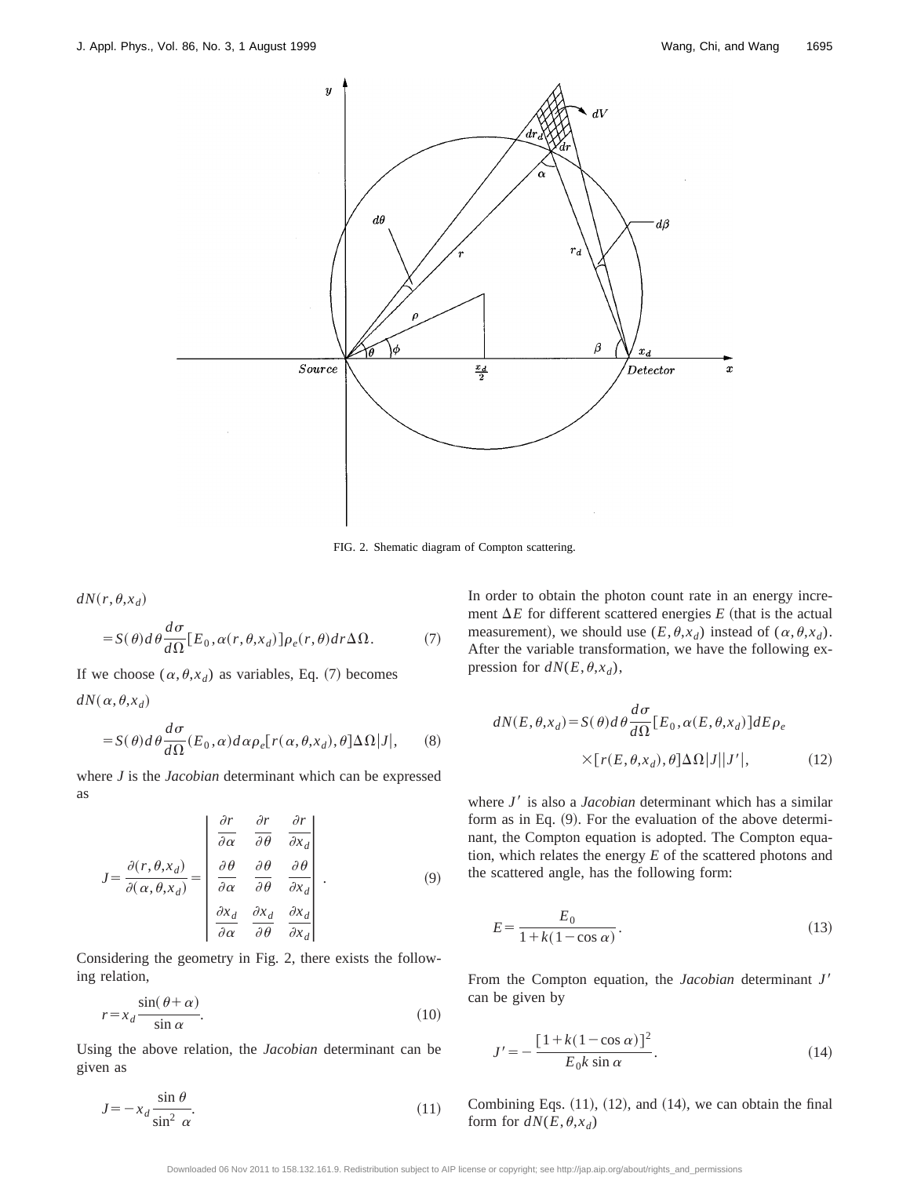FIG. 2. Shematic diagram of Compton scattering.

$$dN(r,\theta,x_d) = S(\theta)d\theta\frac{d\sigma}{d\Omega}[E_0,\alpha(r,\theta,x_d)]\rho_e(r,\theta)dr\Delta\Omega. \quad (7)$$

If we choose $(\alpha,\theta,x_d)$ as variables, Eq. (7) becomes

$$dN(\alpha,\theta,x_d) = S(\theta)d\theta\frac{d\sigma}{d\Omega}(E_0,\alpha)d\alpha\rho_e[r(\alpha,\theta,x_d),\theta]\Delta\Omega|J|, \quad (8)$$

where $J$ is the *Jacobian* determinant which can be expressed as

$$J=\frac{\partial(r,\theta,x_d)}{\partial(\alpha,\theta,x_d)}=\begin{vmatrix} \frac{\partial r}{\partial\alpha} & \frac{\partial r}{\partial\theta} & \frac{\partial r}{\partial x_d} \\ \frac{\partial\theta}{\partial\alpha} & \frac{\partial\theta}{\partial\theta} & \frac{\partial\theta}{\partial x_d} \\ \frac{\partial x_d}{\partial\alpha} & \frac{\partial x_d}{\partial\theta} & \frac{\partial x_d}{\partial x_d} \end{vmatrix}. \quad (9)$$

Considering the geometry in Fig. 2, there exists the following relation,

$$r=x_d\frac{\sin(\theta+\alpha)}{\sin\alpha}. \quad (10)$$

Using the above relation, the *Jacobian* determinant can be given as

$$J=-x_d\frac{\sin\theta}{\sin^2\alpha}. \quad (11)$$

In order to obtain the photon count rate in an energy increment $\Delta E$ for different scattered energies $E$ (that is the actual measurement), we should use $(E,\theta,x_d)$ instead of $(\alpha,\theta,x_d)$. After the variable transformation, we have the following expression for $dN(E,\theta,x_d)$,

$$dN(E,\theta,x_d)=S(\theta)d\theta\frac{d\sigma}{d\Omega}[E_0,\alpha(E,\theta,x_d)]dE\rho_e \times[r(E,\theta,x_d),\theta]\Delta\Omega|J||J'|, \quad (12)$$

where $J'$ is also a *Jacobian* determinant which has a similar form as in Eq. (9). For the evaluation of the above determinant, the Compton equation is adopted. The Compton equation, which relates the energy $E$ of the scattered photons and the scattered angle, has the following form:

$$E=\frac{E_0}{1+k(1-\cos\alpha)}. \quad (13)$$

From the Compton equation, the *Jacobian* determinant $J'$ can be given by

$$J'=-\frac{[1+k(1-\cos\alpha)]^2}{E_0k\sin\alpha}. \quad (14)$$

Combining Eqs. (11), (12), and (14), we can obtain the final form for $dN(E,\theta,x_d)$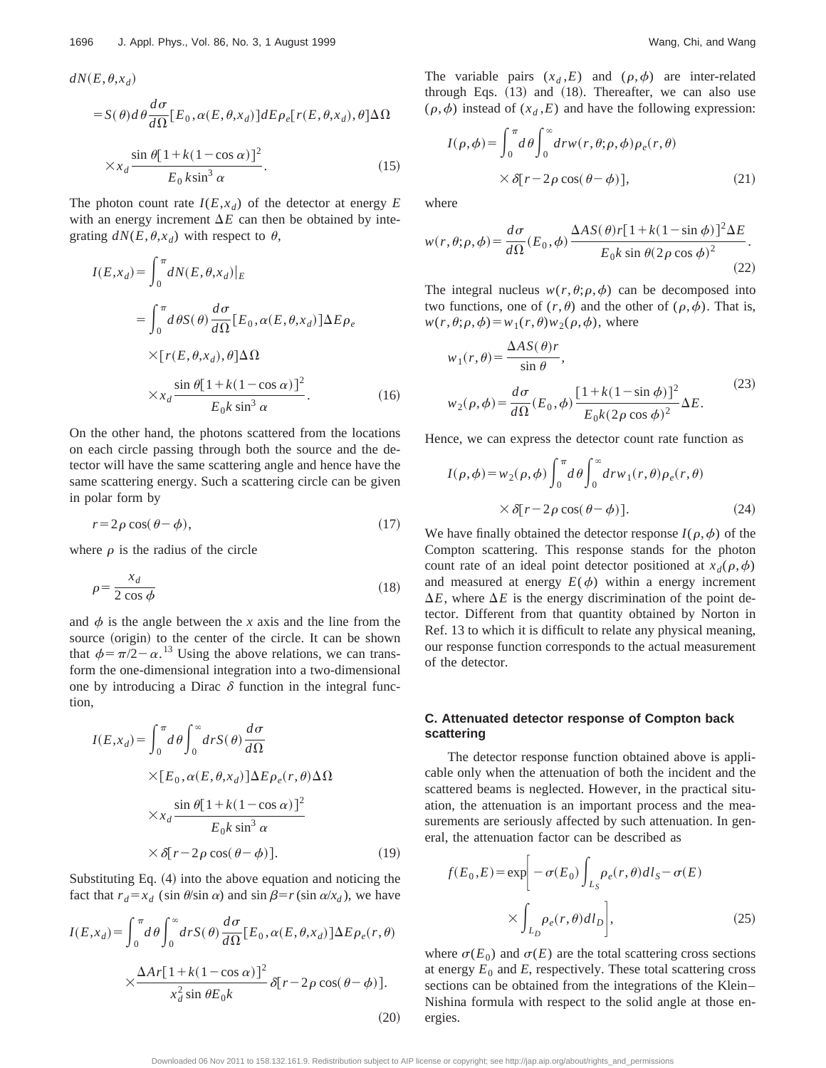$$dN(E,\theta,x_d)$$

$$= S(\theta)d\theta\frac{d\sigma}{d\Omega}[E_0,\alpha(E,\theta,x_d)]dE\rho_e[r(E,\theta,x_d),\theta]\Delta\Omega$$

$$\times x_d\frac{\sin\theta[1+k(1-\cos\alpha)]^2}{E_0 k\sin^3\alpha}. \tag{15}$$

The photon count rate $I(E,x_d)$ of the detector at energy $E$ with an energy increment $\Delta E$ can then be obtained by integrating $dN(E,\theta,x_d)$ with respect to $\theta$,

$$I(E,x_d)=\int_0^\pi dN(E,\theta,x_d)|_E$$

$$=\int_0^\pi d\theta S(\theta)\frac{d\sigma}{d\Omega}[E_0,\alpha(E,\theta,x_d)]\Delta E\rho_e$$

$$\times[r(E,\theta,x_d),\theta]\Delta\Omega$$

$$\times x_d\frac{\sin\theta[1+k(1-\cos\alpha)]^2}{E_0 k\sin^3\alpha}. \tag{16}$$

On the other hand, the photons scattered from the locations on each circle passing through both the source and the detector will have the same scattering angle and hence have the same scattering energy. Such a scattering circle can be given in polar form by

$$r=2\rho\cos(\theta-\phi), \tag{17}$$

where $\rho$ is the radius of the circle

$$\rho=\frac{x_d}{2\cos\phi} \tag{18}$$

and $\phi$ is the angle between the $x$ axis and the line from the source (origin) to the center of the circle. It can be shown that $\phi=\pi/2-\alpha$.[13] Using the above relations, we can transform the one-dimensional integration into a two-dimensional one by introducing a Dirac $\delta$ function in the integral function,

$$I(E,x_d)=\int_0^\pi d\theta\int_0^\infty drS(\theta)\frac{d\sigma}{d\Omega}$$

$$\times[E_0,\alpha(E,\theta,x_d)]\Delta E\rho_e(r,\theta)\Delta\Omega$$

$$\times x_d\frac{\sin\theta[1+k(1-\cos\alpha)]^2}{E_0 k\sin^3\alpha}$$

$$\times\delta[r-2\rho\cos(\theta-\phi)]. \tag{19}$$

Substituting Eq. (4) into the above equation and noticing the fact that $r_d=x_d(\sin\theta/\sin\alpha)$ and $\sin\beta=r(\sin\alpha/x_d)$, we have

$$I(E,x_d)=\int_0^\pi d\theta\int_0^\infty drS(\theta)\frac{d\sigma}{d\Omega}[E_0,\alpha(E,\theta,x_d)]\Delta E\rho_e(r,\theta)$$

$$\times\frac{\Delta Ar[1+k(1-\cos\alpha)]^2}{x_d^2\sin\theta E_0 k}\delta[r-2\rho\cos(\theta-\phi)]. \tag{20}$$

The variable pairs $(x_d,E)$ and $(\rho,\phi)$ are inter-related through Eqs. (13) and (18). Thereafter, we can also use $(\rho,\phi)$ instead of $(x_d,E)$ and have the following expression:

$$I(\rho,\phi)=\int_0^\pi d\theta\int_0^\infty drw(r,\theta;\rho,\phi)\rho_e(r,\theta)$$

$$\times\delta[r-2\rho\cos(\theta-\phi)], \tag{21}$$

where

$$w(r,\theta;\rho,\phi)=\frac{d\sigma}{d\Omega}(E_0,\phi)\frac{\Delta AS(\theta)r[1+k(1-\sin\phi)]^2\Delta E}{E_0 k\sin\theta(2\rho\cos\phi)^2}. \tag{22}$$

The integral nucleus $w(r,\theta;\rho,\phi)$ can be decomposed into two functions, one of $(r,\theta)$ and the other of $(\rho,\phi)$. That is, $w(r,\theta;\rho,\phi)=w_1(r,\theta)w_2(\rho,\phi)$, where

$$w_1(r,\theta)=\frac{\Delta AS(\theta)r}{\sin\theta},$$

$$w_2(\rho,\phi)=\frac{d\sigma}{d\Omega}(E_0,\phi)\frac{[1+k(1-\sin\phi)]^2}{E_0 k(2\rho\cos\phi)^2}\Delta E. \tag{23}$$

Hence, we can express the detector count rate function as

$$I(\rho,\phi)=w_2(\rho,\phi)\int_0^\pi d\theta\int_0^\infty drw_1(r,\theta)\rho_e(r,\theta)$$

$$\times\delta[r-2\rho\cos(\theta-\phi)]. \tag{24}$$

We have finally obtained the detector response $I(\rho,\phi)$ of the Compton scattering. This response stands for the photon count rate of an ideal point detector positioned at $x_d(\rho,\phi)$ and measured at energy $E(\phi)$ within a energy increment $\Delta E$, where $\Delta E$ is the energy discrimination of the point detector. Different from that quantity obtained by Norton in Ref. 13 to which it is difficult to relate any physical meaning, our response function corresponds to the actual measurement of the detector.

### C. Attenuated detector response of Compton back scattering

The detector response function obtained above is applicable only when the attenuation of both the incident and the scattered beams is neglected. However, in the practical situation, the attenuation is an important process and the measurements are seriously affected by such attenuation. In general, the attenuation factor can be described as

$$f(E_0,E)=\exp\left[-\sigma(E_0)\int_{L_S}\rho_e(r,\theta)dl_S-\sigma(E)\right.$$

$$\left.\times\int_{L_D}\rho_e(r,\theta)dl_D\right], \tag{25}$$

where $\sigma(E_0)$ and $\sigma(E)$ are the total scattering cross sections at energy $E_0$ and $E$, respectively. These total scattering cross sections can be obtained from the integrations of the Klein–Nishina formula with respect to the solid angle at those energies.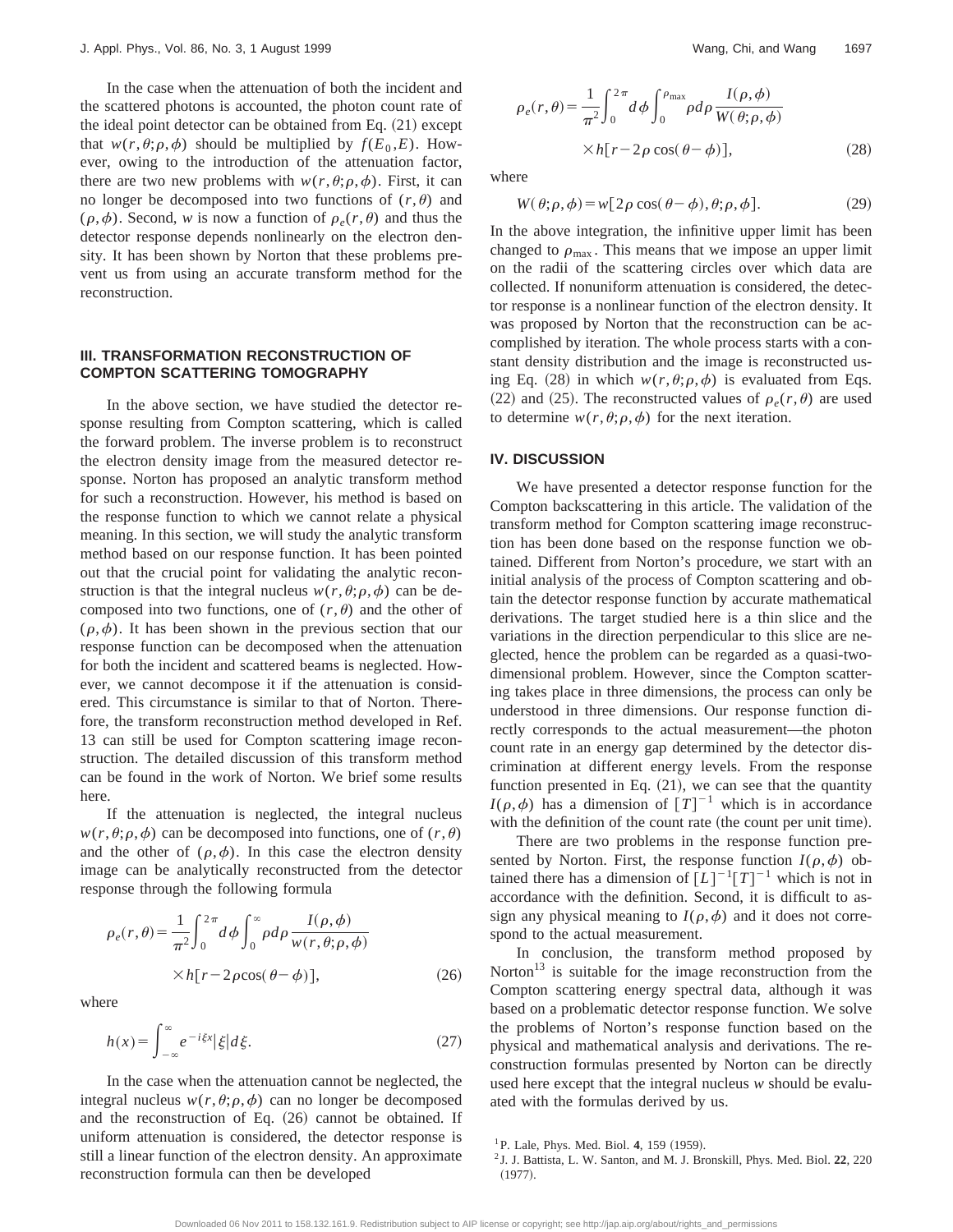In the case when the attenuation of both the incident and the scattered photons is accounted, the photon count rate of the ideal point detector can be obtained from Eq. (21) except that $w(r,\theta;\rho,\phi)$ should be multiplied by $f(E_0,E)$. However, owing to the introduction of the attenuation factor, there are two new problems with $w(r,\theta;\rho,\phi)$. First, it can no longer be decomposed into two functions of $(r,\theta)$ and $(\rho,\phi)$. Second, $w$ is now a function of $\rho_e(r,\theta)$ and thus the detector response depends nonlinearly on the electron density. It has been shown by Norton that these problems prevent us from using an accurate transform method for the reconstruction.

## III. TRANSFORMATION RECONSTRUCTION OF COMPTON SCATTERING TOMOGRAPHY

In the above section, we have studied the detector response resulting from Compton scattering, which is called the forward problem. The inverse problem is to reconstruct the electron density image from the measured detector response. Norton has proposed an analytic transform method for such a reconstruction. However, his method is based on the response function to which we cannot relate a physical meaning. In this section, we will study the analytic transform method based on our response function. It has been pointed out that the crucial point for validating the analytic reconstruction is that the integral nucleus $w(r,\theta;\rho,\phi)$ can be decomposed into two functions, one of $(r,\theta)$ and the other of $(\rho,\phi)$. It has been shown in the previous section that our response function can be decomposed when the attenuation for both the incident and scattered beams is neglected. However, we cannot decompose it if the attenuation is considered. This circumstance is similar to that of Norton. Therefore, the transform reconstruction method developed in Ref. 13 can still be used for Compton scattering image reconstruction. The detailed discussion of this transform method can be found in the work of Norton. We brief some results here.

If the attenuation is neglected, the integral nucleus $w(r,\theta;\rho,\phi)$ can be decomposed into functions, one of $(r,\theta)$ and the other of $(\rho,\phi)$. In this case the electron density image can be analytically reconstructed from the detector response through the following formula

$$\rho_e(r,\theta)=\frac{1}{\pi^2}\int_0^{2\pi}d\phi\int_0^{\infty}\rho d\rho\frac{I(\rho,\phi)}{w(r,\theta;\rho,\phi)}\times h[r-2\rho\cos(\theta-\phi)], \tag{26}$$

where

$$h(x)=\int_{-\infty}^{\infty}e^{-i\xi x}|\xi|d\xi. \tag{27}$$

In the case when the attenuation cannot be neglected, the integral nucleus $w(r,\theta;\rho,\phi)$ can no longer be decomposed and the reconstruction of Eq. (26) cannot be obtained. If uniform attenuation is considered, the detector response is still a linear function of the electron density. An approximate reconstruction formula can then be developed

$$\rho_e(r,\theta)=\frac{1}{\pi^2}\int_0^{2\pi}d\phi\int_0^{\rho_{\max}}\rho d\rho\frac{I(\rho,\phi)}{W(\theta;\rho,\phi)}\times h[r-2\rho\cos(\theta-\phi)], \tag{28}$$

where

$$W(\theta;\rho,\phi)=w[2\rho\cos(\theta-\phi),\theta;\rho,\phi]. \tag{29}$$

In the above integration, the infinitive upper limit has been changed to $\rho_{\max}$. This means that we impose an upper limit on the radii of the scattering circles over which data are collected. If nonuniform attenuation is considered, the detector response is a nonlinear function of the electron density. It was proposed by Norton that the reconstruction can be accomplished by iteration. The whole process starts with a constant density distribution and the image is reconstructed using Eq. (28) in which $w(r,\theta;\rho,\phi)$ is evaluated from Eqs. (22) and (25). The reconstructed values of $\rho_e(r,\theta)$ are used to determine $w(r,\theta;\rho,\phi)$ for the next iteration.

## IV. DISCUSSION

We have presented a detector response function for the Compton backscattering in this article. The validation of the transform method for Compton scattering image reconstruction has been done based on the response function we obtained. Different from Norton's procedure, we start with an initial analysis of the process of Compton scattering and obtain the detector response function by accurate mathematical derivations. The target studied here is a thin slice and the variations in the direction perpendicular to this slice are neglected, hence the problem can be regarded as a quasi-two-dimensional problem. However, since the Compton scattering takes place in three dimensions, the process can only be understood in three dimensions. Our response function directly corresponds to the actual measurement—the photon count rate in an energy gap determined by the detector discrimination at different energy levels. From the response function presented in Eq. (21), we can see that the quantity $I(\rho,\phi)$ has a dimension of $[T]^{-1}$ which is in accordance with the definition of the count rate (the count per unit time).

There are two problems in the response function presented by Norton. First, the response function $I(\rho,\phi)$ obtained there has a dimension of $[L]^{-1}[T]^{-1}$ which is not in accordance with the definition. Second, it is difficult to assign any physical meaning to $I(\rho,\phi)$ and it does not correspond to the actual measurement.

In conclusion, the transform method proposed by Norton[13] is suitable for the image reconstruction from the Compton scattering energy spectral data, although it was based on a problematic detector response function. We solve the problems of Norton's response function based on the physical and mathematical analysis and derivations. The reconstruction formulas presented by Norton can be directly used here except that the integral nucleus $w$ should be evaluated with the formulas derived by us.

[1] P. Lale, Phys. Med. Biol. **4**, 159 (1959).

[2] J. J. Battista, L. W. Santon, and M. J. Bronskill, Phys. Med. Biol. **22**, 220 (1977).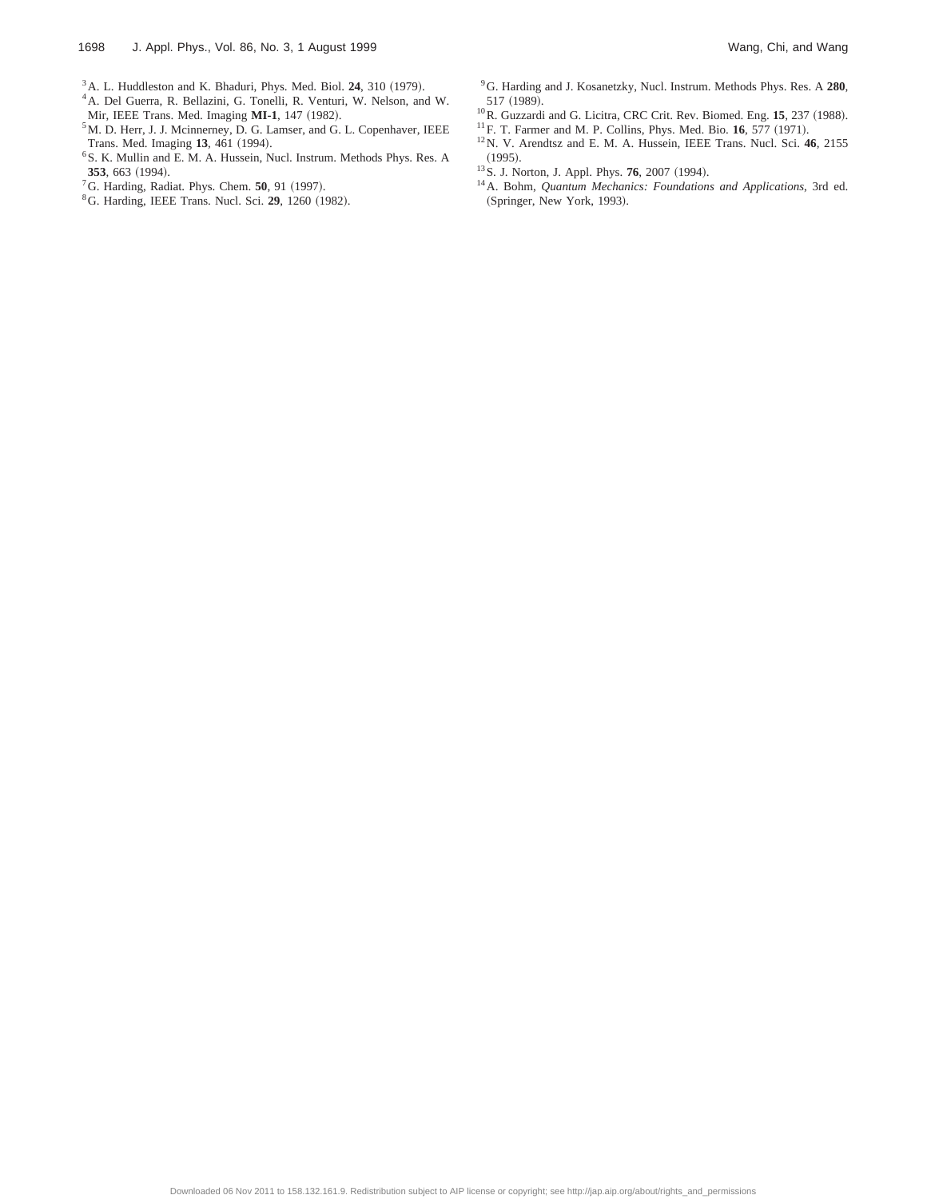[3] A. L. Huddleston and K. Bhaduri, Phys. Med. Biol. **24**, 310 (1979).

[4] A. Del Guerra, R. Bellazini, G. Tonelli, R. Venturi, W. Nelson, and W. Mir, IEEE Trans. Med. Imaging **MI-1**, 147 (1982).

[5] M. D. Herr, J. J. Mcinnerney, D. G. Lamser, and G. L. Copenhaver, IEEE Trans. Med. Imaging **13**, 461 (1994).

[6] S. K. Mullin and E. M. A. Hussein, Nucl. Instrum. Methods Phys. Res. A **353**, 663 (1994).

[7] G. Harding, Radiat. Phys. Chem. **50**, 91 (1997).

[8] G. Harding, IEEE Trans. Nucl. Sci. **29**, 1260 (1982).

[9] G. Harding and J. Kosanetzky, Nucl. Instrum. Methods Phys. Res. A **280**, 517 (1989).

[10] R. Guzzardi and G. Licitra, CRC Crit. Rev. Biomed. Eng. **15**, 237 (1988).

[11] F. T. Farmer and M. P. Collins, Phys. Med. Bio. **16**, 577 (1971).

[12] N. V. Arendtsz and E. M. A. Hussein, IEEE Trans. Nucl. Sci. **46**, 2155 (1995).

[13] S. J. Norton, J. Appl. Phys. **76**, 2007 (1994).

[14] A. Bohm, *Quantum Mechanics: Foundations and Applications*, 3rd ed. (Springer, New York, 1993).